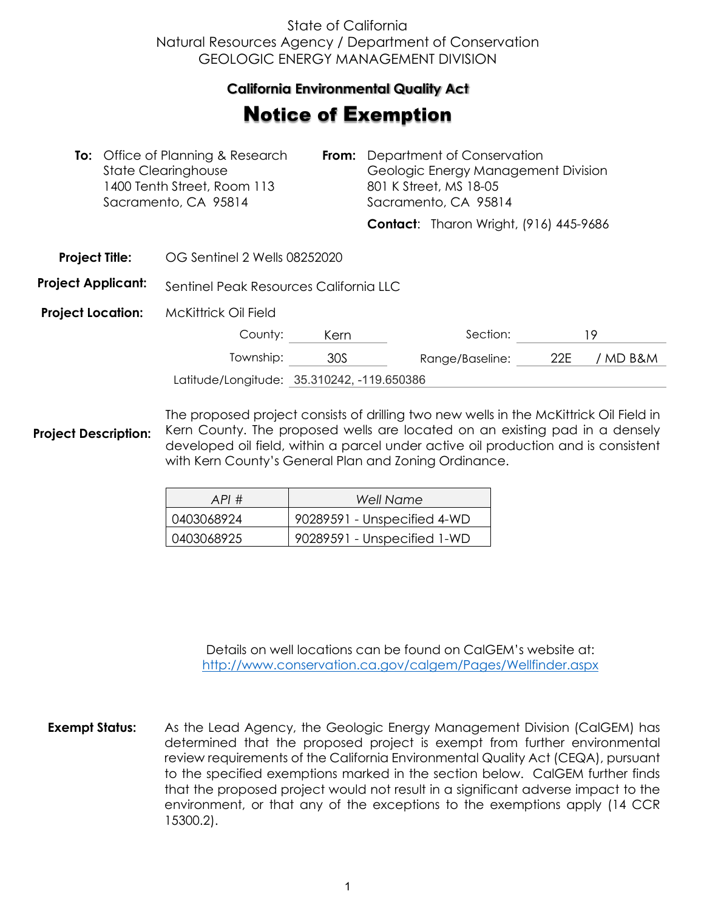State of California
Natural Resources Agency / Department of Conservation
GEOLOGIC ENERGY MANAGEMENT DIVISION

## California Environmental Quality Act

# Notice of Exemption

**To:** Office of Planning & Research
State Clearinghouse
1400 Tenth Street, Room 113
Sacramento, CA 95814

**From:** Department of Conservation
Geologic Energy Management Division
801 K Street, MS 18-05
Sacramento, CA 95814

**Contact**: Tharon Wright, (916) 445-9686

**Project Title:** OG Sentinel 2 Wells 08252020

**Project Applicant:** Sentinel Peak Resources California LLC

**Project Location:** McKittrick Oil Field

County: Kern  Section: 19

Township: 30S  Range/Baseline: 22E / MD B&M

Latitude/Longitude: 35.310242, -119.650386

**Project Description:** The proposed project consists of drilling two new wells in the McKittrick Oil Field in Kern County. The proposed wells are located on an existing pad in a densely developed oil field, within a parcel under active oil production and is consistent with Kern County's General Plan and Zoning Ordinance.

| *API #* | *Well Name* |
|---|---|
| 0403068924 | 90289591 - Unspecified 4-WD |
| 0403068925 | 90289591 - Unspecified 1-WD |

Details on well locations can be found on CalGEM's website at:
http://www.conservation.ca.gov/calgem/Pages/Wellfinder.aspx

**Exempt Status:** As the Lead Agency, the Geologic Energy Management Division (CalGEM) has determined that the proposed project is exempt from further environmental review requirements of the California Environmental Quality Act (CEQA), pursuant to the specified exemptions marked in the section below. CalGEM further finds that the proposed project would not result in a significant adverse impact to the environment, or that any of the exceptions to the exemptions apply (14 CCR 15300.2).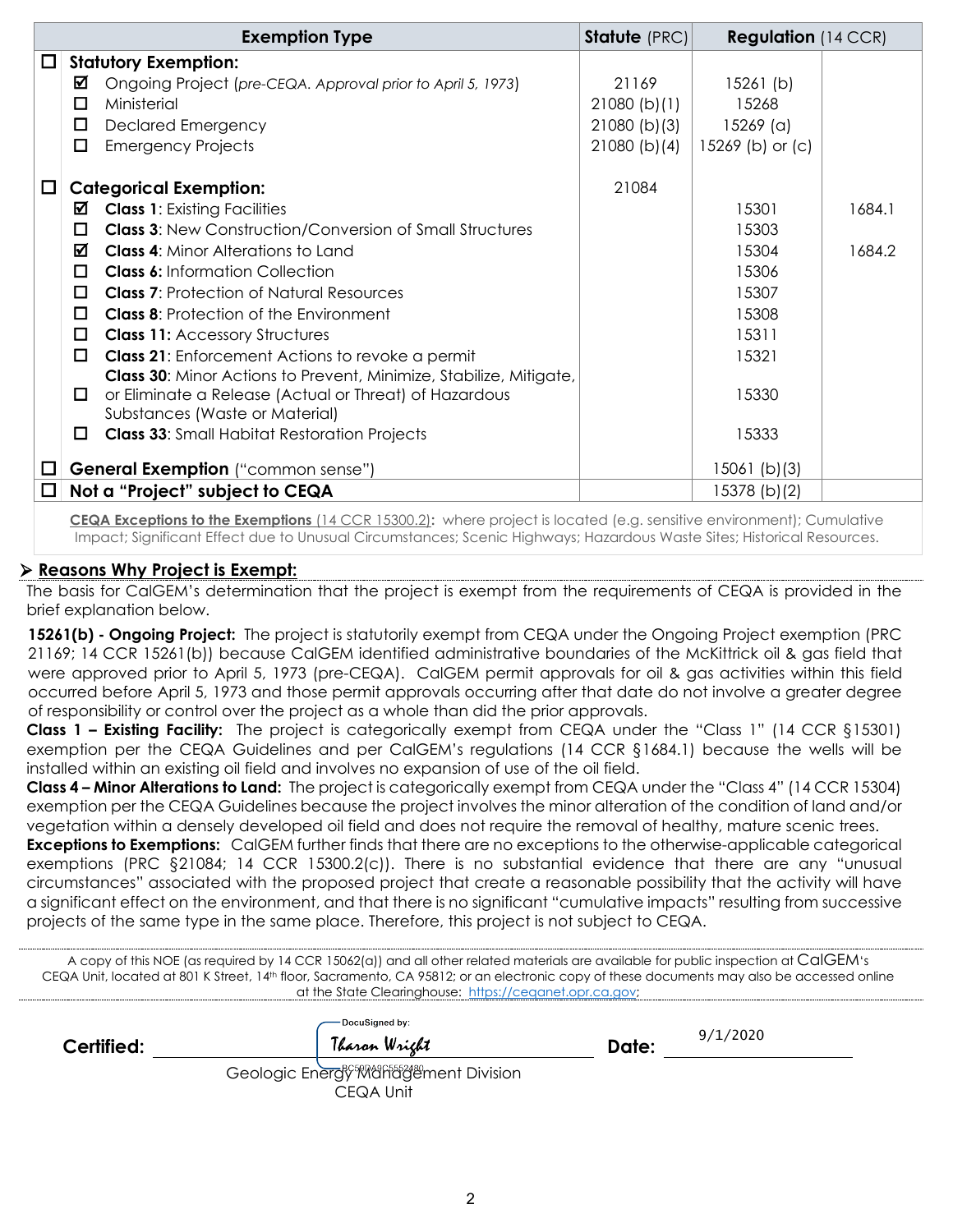| | Exemption Type | Statute (PRC) | Regulation (14 CCR) | |
|---|---|---|---|---|
| ☐ | **Statutory Exemption:** | | | |
| | ☑ Ongoing Project (*pre-CEQA. Approval prior to April 5, 1973*) | 21169 | 15261 (b) | |
| | ☐ Ministerial | 21080 (b)(1) | 15268 | |
| | ☐ Declared Emergency | 21080 (b)(3) | 15269 (a) | |
| | ☐ Emergency Projects | 21080 (b)(4) | 15269 (b) or (c) | |
| ☐ | **Categorical Exemption:** | 21084 | | |
| | ☑ **Class 1**: Existing Facilities | | 15301 | 1684.1 |
| | ☐ **Class 3**: New Construction/Conversion of Small Structures | | 15303 | |
| | ☑ **Class 4**: Minor Alterations to Land | | 15304 | 1684.2 |
| | ☐ **Class 6:** Information Collection | | 15306 | |
| | ☐ **Class 7**: Protection of Natural Resources | | 15307 | |
| | ☐ **Class 8**: Protection of the Environment | | 15308 | |
| | ☐ **Class 11:** Accessory Structures | | 15311 | |
| | ☐ **Class 21**: Enforcement Actions to revoke a permit | | 15321 | |
| | ☐ **Class 30**: Minor Actions to Prevent, Minimize, Stabilize, Mitigate, or Eliminate a Release (Actual or Threat) of Hazardous Substances (Waste or Material) | | 15330 | |
| | ☐ **Class 33**: Small Habitat Restoration Projects | | 15333 | |
| ☐ | **General Exemption** ("common sense") | | 15061 (b)(3) | |
| ☐ | **Not a "Project" subject to CEQA** | | 15378 (b)(2) | |

**CEQA Exceptions to the Exemptions** (14 CCR 15300.2)**:** where project is located (e.g. sensitive environment); Cumulative Impact; Significant Effect due to Unusual Circumstances; Scenic Highways; Hazardous Waste Sites; Historical Resources.

## ➢ Reasons Why Project is Exempt:

The basis for CalGEM's determination that the project is exempt from the requirements of CEQA is provided in the brief explanation below.

**15261(b) - Ongoing Project:** The project is statutorily exempt from CEQA under the Ongoing Project exemption (PRC 21169; 14 CCR 15261(b)) because CalGEM identified administrative boundaries of the McKittrick oil & gas field that were approved prior to April 5, 1973 (pre-CEQA). CalGEM permit approvals for oil & gas activities within this field occurred before April 5, 1973 and those permit approvals occurring after that date do not involve a greater degree of responsibility or control over the project as a whole than did the prior approvals.

**Class 1 – Existing Facility:** The project is categorically exempt from CEQA under the "Class 1" (14 CCR §15301) exemption per the CEQA Guidelines and per CalGEM's regulations (14 CCR §1684.1) because the wells will be installed within an existing oil field and involves no expansion of use of the oil field.

**Class 4 – Minor Alterations to Land:** The project is categorically exempt from CEQA under the "Class 4" (14 CCR 15304) exemption per the CEQA Guidelines because the project involves the minor alteration of the condition of land and/or vegetation within a densely developed oil field and does not require the removal of healthy, mature scenic trees.

**Exceptions to Exemptions:** CalGEM further finds that there are no exceptions to the otherwise-applicable categorical exemptions (PRC §21084; 14 CCR 15300.2(c)). There is no substantial evidence that there are any "unusual circumstances" associated with the proposed project that create a reasonable possibility that the activity will have a significant effect on the environment, and that there is no significant "cumulative impacts" resulting from successive projects of the same type in the same place. Therefore, this project is not subject to CEQA.

A copy of this NOE (as required by 14 CCR 15062(a)) and all other related materials are available for public inspection at CalGEM's CEQA Unit, located at 801 K Street, 14th floor, Sacramento, CA 95812; or an electronic copy of these documents may also be accessed online at the State Clearinghouse: https://ceqanet.opr.ca.gov;

**Certified:** DocuSigned by: Tharon Wright BC50DA9C5552480

Geologic Energy Management Division
CEQA Unit

**Date:** 9/1/2020